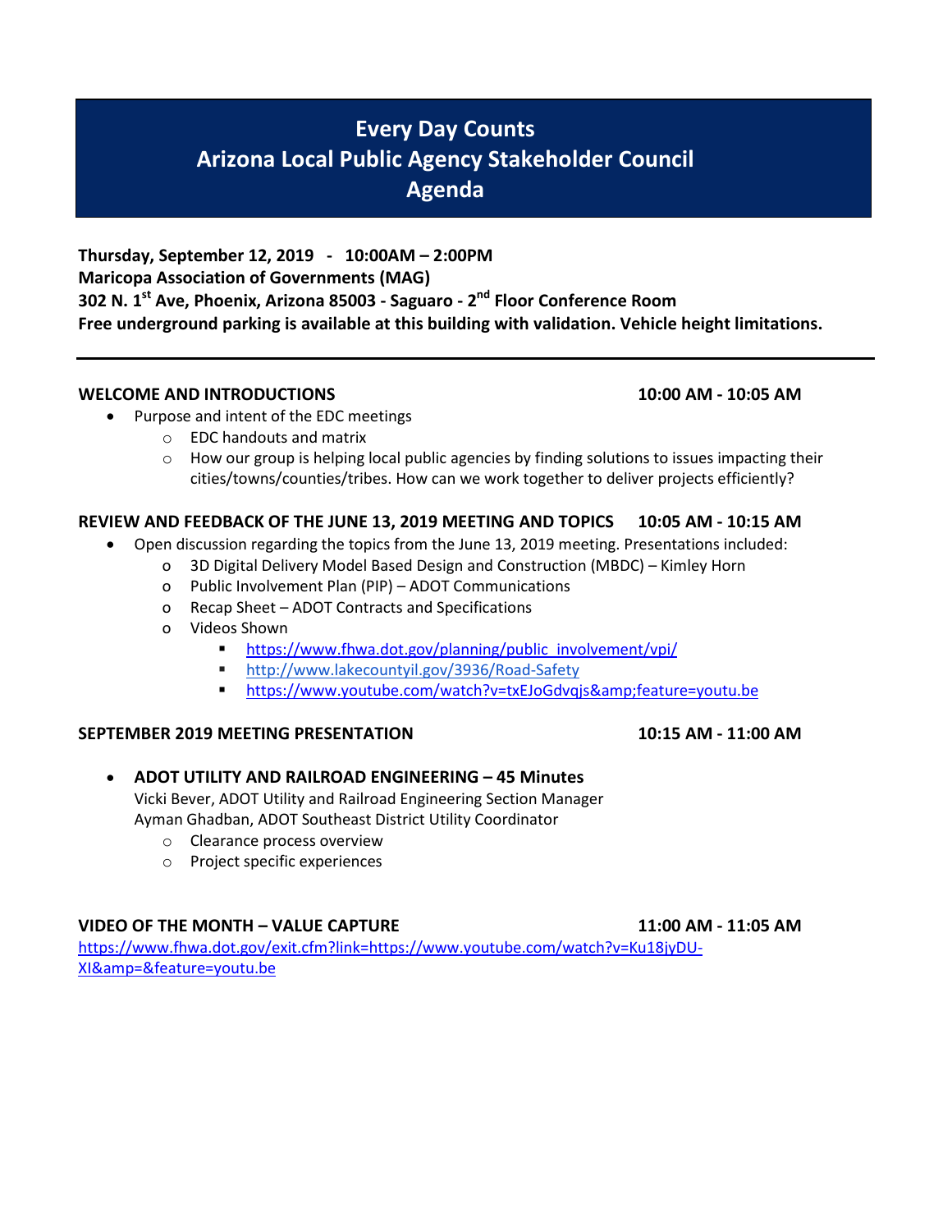# Every Day Counts
# Arizona Local Public Agency Stakeholder Council
# Agenda

**Thursday, September 12, 2019 - 10:00AM – 2:00PM**
**Maricopa Association of Governments (MAG)**
**302 N. 1st Ave, Phoenix, Arizona 85003 - Saguaro - 2nd Floor Conference Room**
**Free underground parking is available at this building with validation. Vehicle height limitations.**

---

**WELCOME AND INTRODUCTIONS** **10:00 AM - 10:05 AM**

- Purpose and intent of the EDC meetings
  - EDC handouts and matrix
  - How our group is helping local public agencies by finding solutions to issues impacting their cities/towns/counties/tribes. How can we work together to deliver projects efficiently?

**REVIEW AND FEEDBACK OF THE JUNE 13, 2019 MEETING AND TOPICS** **10:05 AM - 10:15 AM**

- Open discussion regarding the topics from the June 13, 2019 meeting. Presentations included:
  - 3D Digital Delivery Model Based Design and Construction (MBDC) – Kimley Horn
  - Public Involvement Plan (PIP) – ADOT Communications
  - Recap Sheet – ADOT Contracts and Specifications
  - Videos Shown
    - https://www.fhwa.dot.gov/planning/public_involvement/vpi/
    - http://www.lakecountyil.gov/3936/Road-Safety
    - https://www.youtube.com/watch?v=txEJoGdvqjs&amp;feature=youtu.be

**SEPTEMBER 2019 MEETING PRESENTATION** **10:15 AM - 11:00 AM**

- **ADOT UTILITY AND RAILROAD ENGINEERING – 45 Minutes**
  Vicki Bever, ADOT Utility and Railroad Engineering Section Manager
  Ayman Ghadban, ADOT Southeast District Utility Coordinator
  - Clearance process overview
  - Project specific experiences

**VIDEO OF THE MONTH – VALUE CAPTURE** **11:00 AM - 11:05 AM**

https://www.fhwa.dot.gov/exit.cfm?link=https://www.youtube.com/watch?v=Ku18jyDU-XI&amp=&feature=youtu.be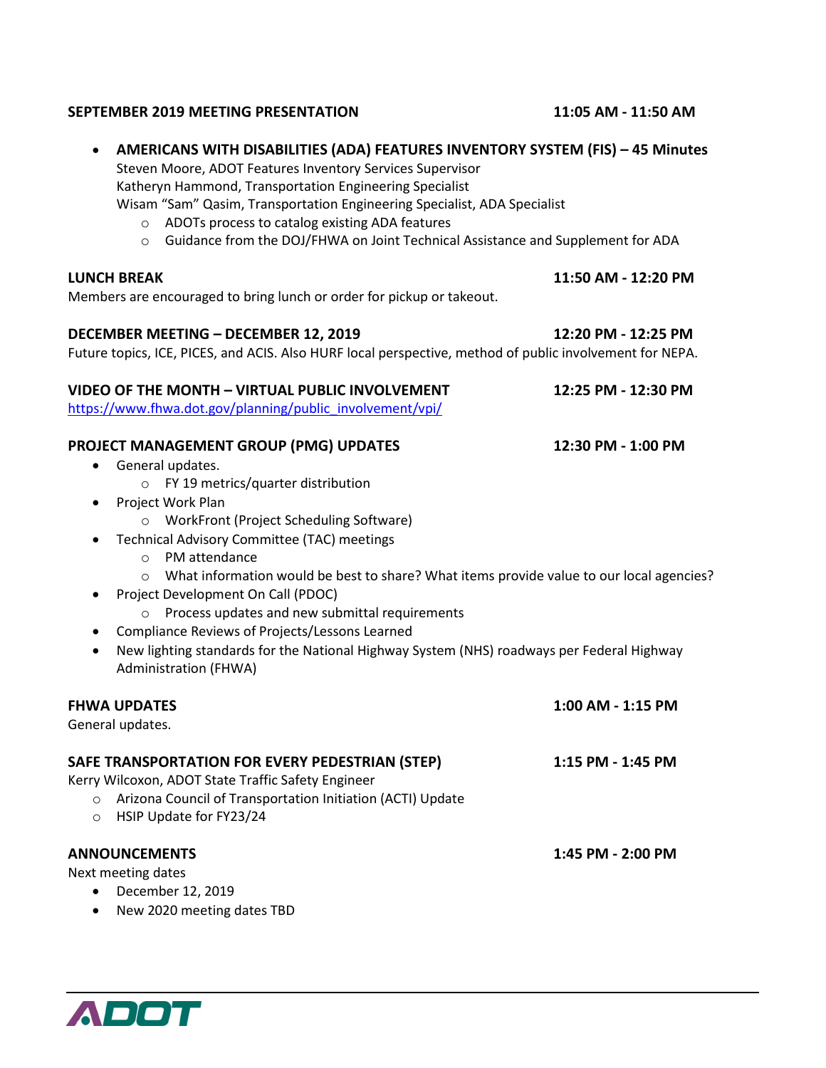**SEPTEMBER 2019 MEETING PRESENTATION** **11:05 AM - 11:50 AM**

- **AMERICANS WITH DISABILITIES (ADA) FEATURES INVENTORY SYSTEM (FIS) – 45 Minutes**
  Steven Moore, ADOT Features Inventory Services Supervisor
  Katheryn Hammond, Transportation Engineering Specialist
  Wisam "Sam" Qasim, Transportation Engineering Specialist, ADA Specialist
  - ADOTs process to catalog existing ADA features
  - Guidance from the DOJ/FHWA on Joint Technical Assistance and Supplement for ADA

**LUNCH BREAK** **11:50 AM - 12:20 PM**

Members are encouraged to bring lunch or order for pickup or takeout.

**DECEMBER MEETING – DECEMBER 12, 2019** **12:20 PM - 12:25 PM**

Future topics, ICE, PICES, and ACIS. Also HURF local perspective, method of public involvement for NEPA.

**VIDEO OF THE MONTH – VIRTUAL PUBLIC INVOLVEMENT** **12:25 PM - 12:30 PM**

https://www.fhwa.dot.gov/planning/public_involvement/vpi/

**PROJECT MANAGEMENT GROUP (PMG) UPDATES** **12:30 PM - 1:00 PM**

- General updates.
  - FY 19 metrics/quarter distribution
- Project Work Plan
  - WorkFront (Project Scheduling Software)
- Technical Advisory Committee (TAC) meetings
  - PM attendance
  - What information would be best to share? What items provide value to our local agencies?
- Project Development On Call (PDOC)
  - Process updates and new submittal requirements
- Compliance Reviews of Projects/Lessons Learned
- New lighting standards for the National Highway System (NHS) roadways per Federal Highway Administration (FHWA)

**FHWA UPDATES** **1:00 AM - 1:15 PM**

General updates.

**SAFE TRANSPORTATION FOR EVERY PEDESTRIAN (STEP)** **1:15 PM - 1:45 PM**

Kerry Wilcoxon, ADOT State Traffic Safety Engineer

- Arizona Council of Transportation Initiation (ACTI) Update
- HSIP Update for FY23/24

**ANNOUNCEMENTS** **1:45 PM - 2:00 PM**

Next meeting dates

- December 12, 2019
- New 2020 meeting dates TBD